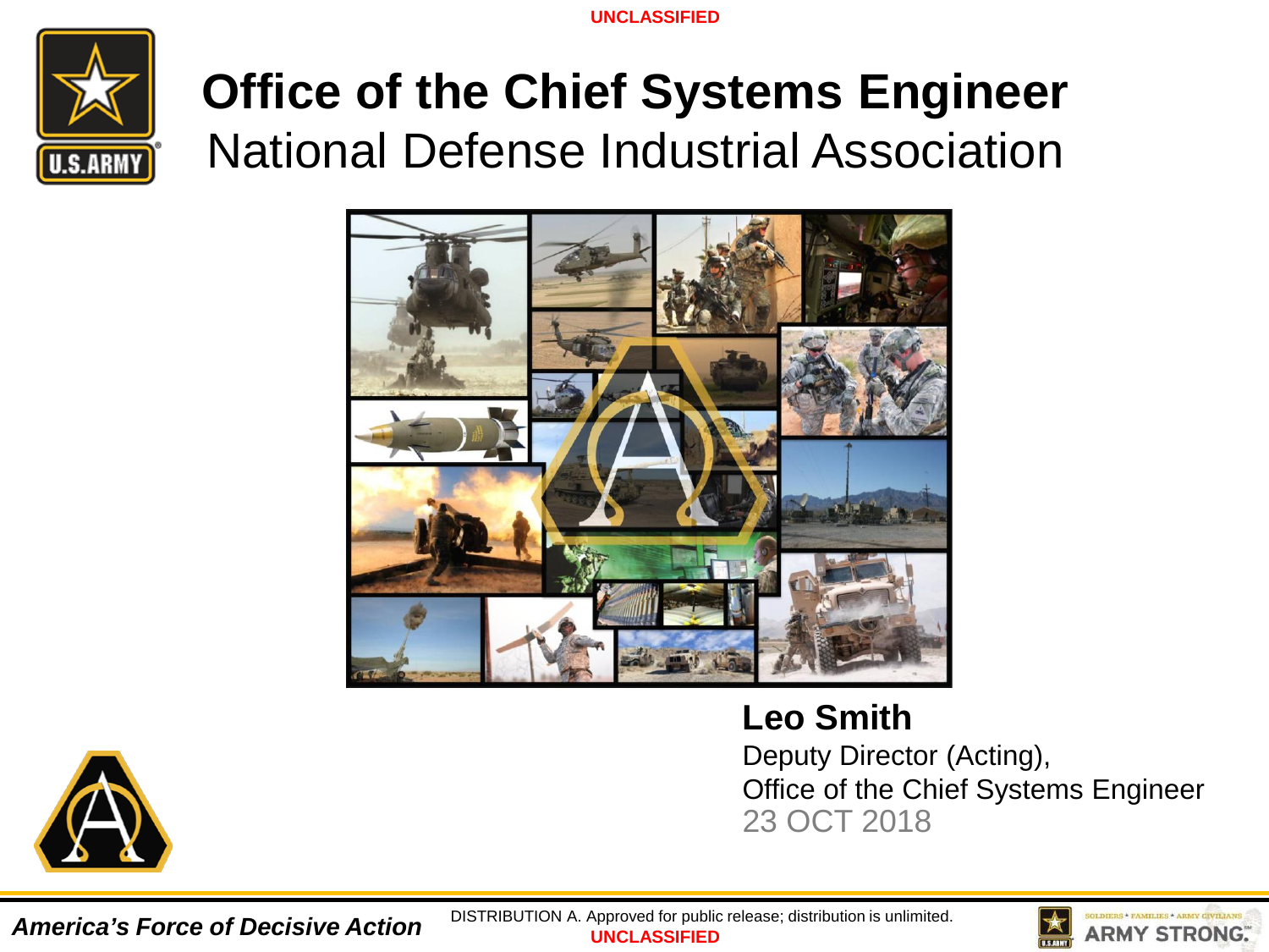UNCLASSIFIED

# Office of the Chief Systems Engineer

## National Defense Industrial Association

**Leo Smith**

Deputy Director (Acting),
Office of the Chief Systems Engineer
23 OCT 2018

***America's Force of Decisive Action***

DISTRIBUTION A. Approved for public release; distribution is unlimited.

UNCLASSIFIED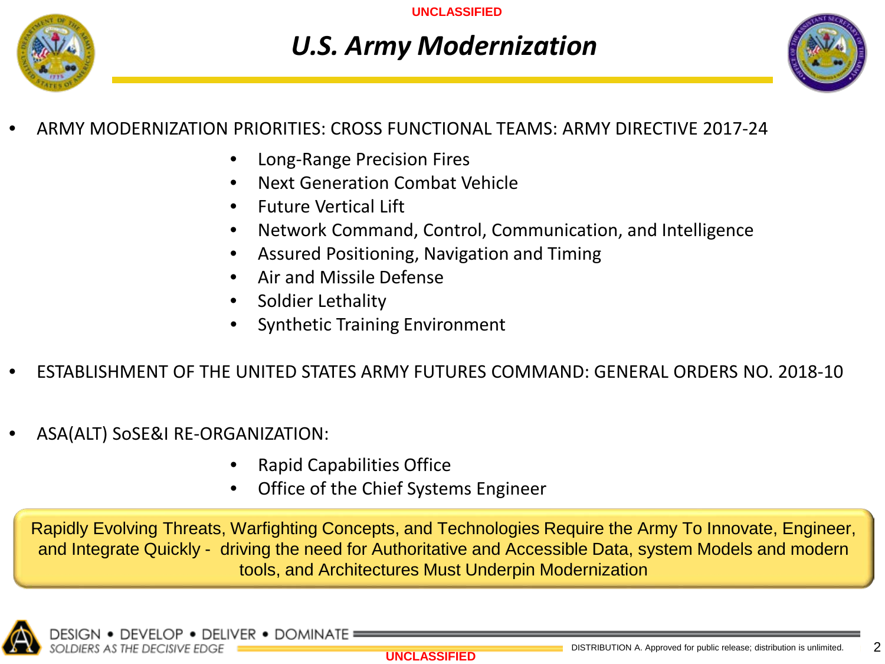# U.S. Army Modernization

- ARMY MODERNIZATION PRIORITIES: CROSS FUNCTIONAL TEAMS: ARMY DIRECTIVE 2017-24
  - Long-Range Precision Fires
  - Next Generation Combat Vehicle
  - Future Vertical Lift
  - Network Command, Control, Communication, and Intelligence
  - Assured Positioning, Navigation and Timing
  - Air and Missile Defense
  - Soldier Lethality
  - Synthetic Training Environment

- ESTABLISHMENT OF THE UNITED STATES ARMY FUTURES COMMAND: GENERAL ORDERS NO. 2018-10

- ASA(ALT) SoSE&I RE-ORGANIZATION:
  - Rapid Capabilities Office
  - Office of the Chief Systems Engineer

Rapidly Evolving Threats, Warfighting Concepts, and Technologies Require the Army To Innovate, Engineer, and Integrate Quickly - driving the need for Authoritative and Accessible Data, system Models and modern tools, and Architectures Must Underpin Modernization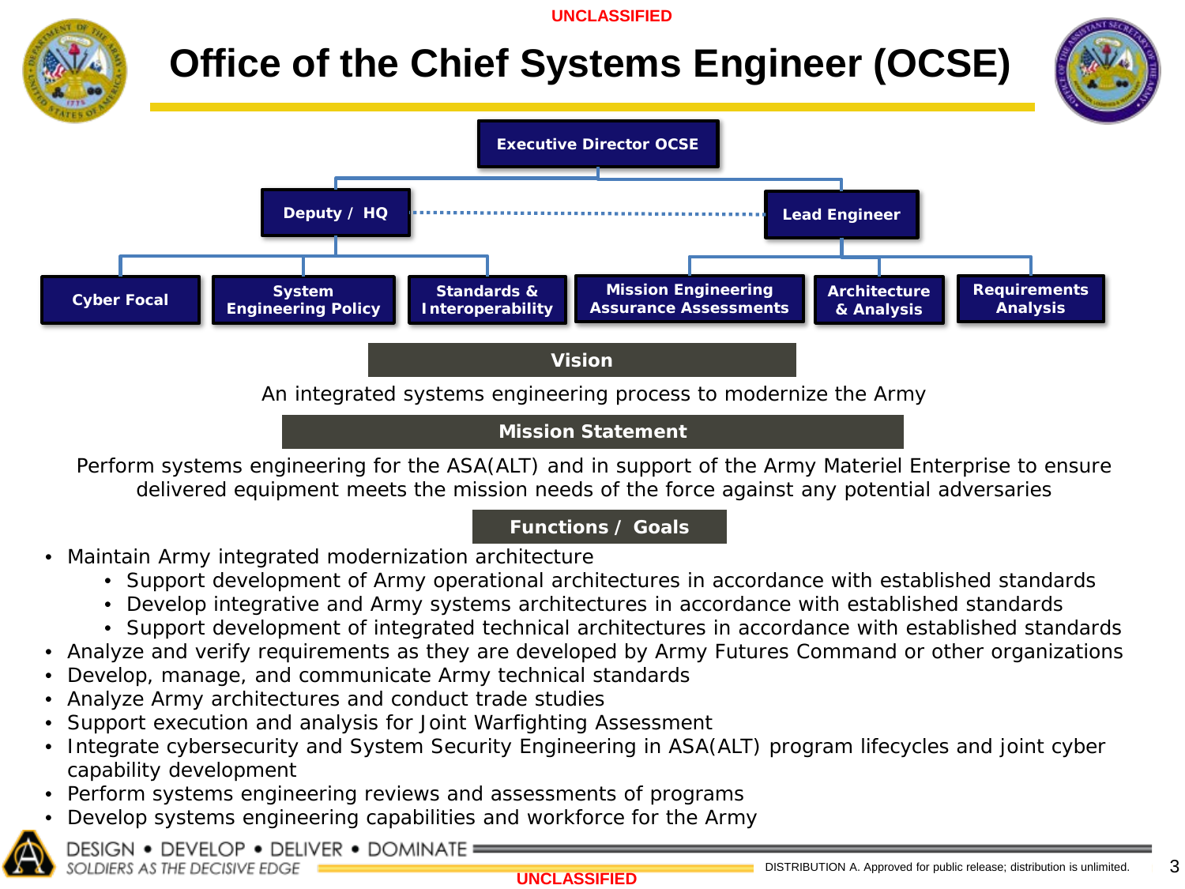UNCLASSIFIED

# Office of the Chief Systems Engineer (OCSE)

- Executive Director OCSE
  - Deputy / HQ
    - Cyber Focal
    - System Engineering Policy
    - Standards & Interoperability
  - Lead Engineer
    - Mission Engineering Assurance Assessments
    - Architecture & Analysis
    - Requirements Analysis

## Vision

An integrated systems engineering process to modernize the Army

## Mission Statement

Perform systems engineering for the ASA(ALT) and in support of the Army Materiel Enterprise to ensure delivered equipment meets the mission needs of the force against any potential adversaries

## Functions / Goals

- Maintain Army integrated modernization architecture
  - Support development of Army operational architectures in accordance with established standards
  - Develop integrative and Army systems architectures in accordance with established standards
  - Support development of integrated technical architectures in accordance with established standards
- Analyze and verify requirements as they are developed by Army Futures Command or other organizations
- Develop, manage, and communicate Army technical standards
- Analyze Army architectures and conduct trade studies
- Support execution and analysis for Joint Warfighting Assessment
- Integrate cybersecurity and System Security Engineering in ASA(ALT) program lifecycles and joint cyber capability development
- Perform systems engineering reviews and assessments of programs
- Develop systems engineering capabilities and workforce for the Army

DESIGN • DEVELOP • DELIVER • DOMINATE
SOLDIERS AS THE DECISIVE EDGE

DISTRIBUTION A. Approved for public release; distribution is unlimited.

UNCLASSIFIED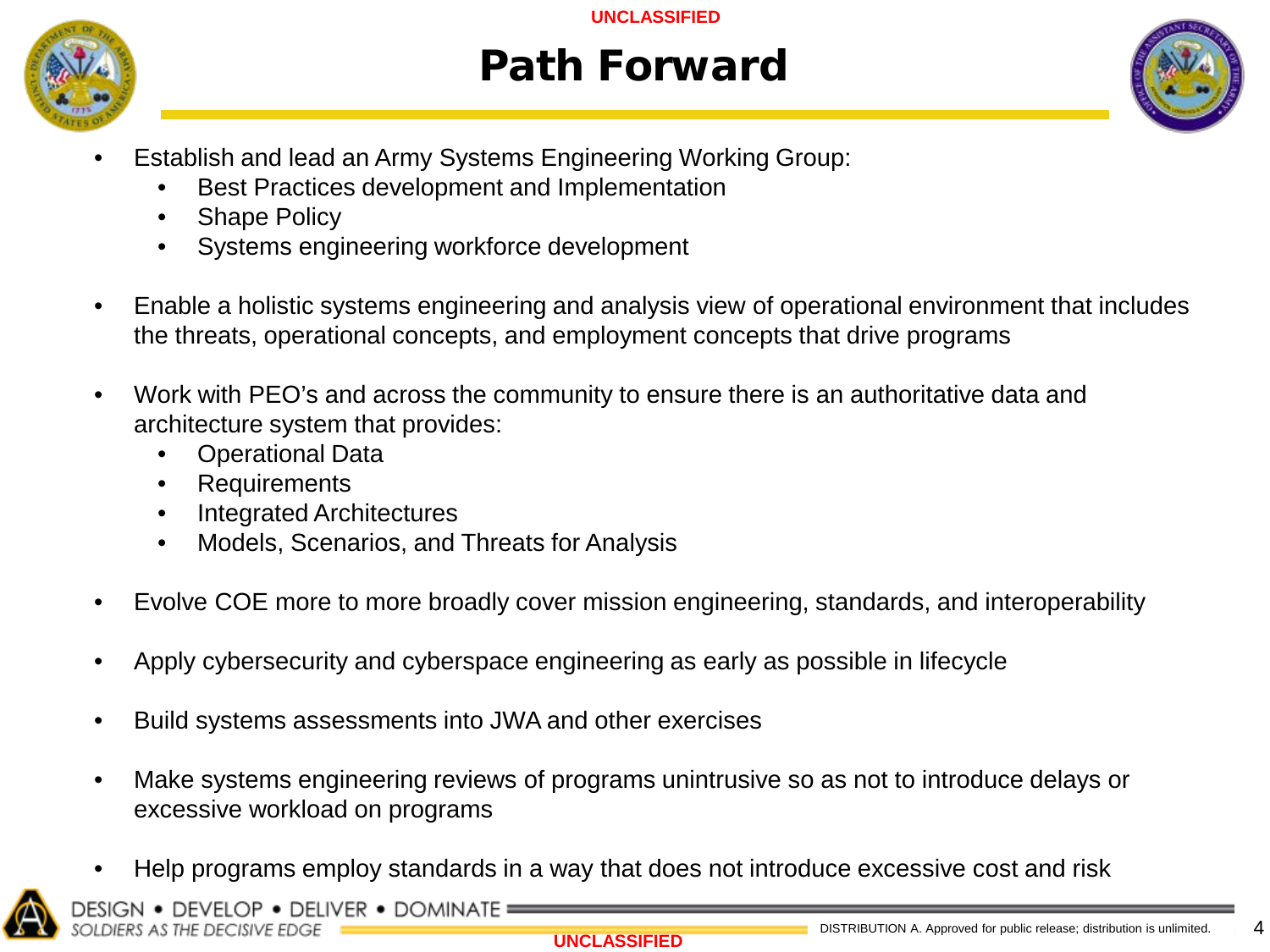# Path Forward

- Establish and lead an Army Systems Engineering Working Group:
  - Best Practices development and Implementation
  - Shape Policy
  - Systems engineering workforce development
- Enable a holistic systems engineering and analysis view of operational environment that includes the threats, operational concepts, and employment concepts that drive programs
- Work with PEO's and across the community to ensure there is an authoritative data and architecture system that provides:
  - Operational Data
  - Requirements
  - Integrated Architectures
  - Models, Scenarios, and Threats for Analysis
- Evolve COE more to more broadly cover mission engineering, standards, and interoperability
- Apply cybersecurity and cyberspace engineering as early as possible in lifecycle
- Build systems assessments into JWA and other exercises
- Make systems engineering reviews of programs unintrusive so as not to introduce delays or excessive workload on programs
- Help programs employ standards in a way that does not introduce excessive cost and risk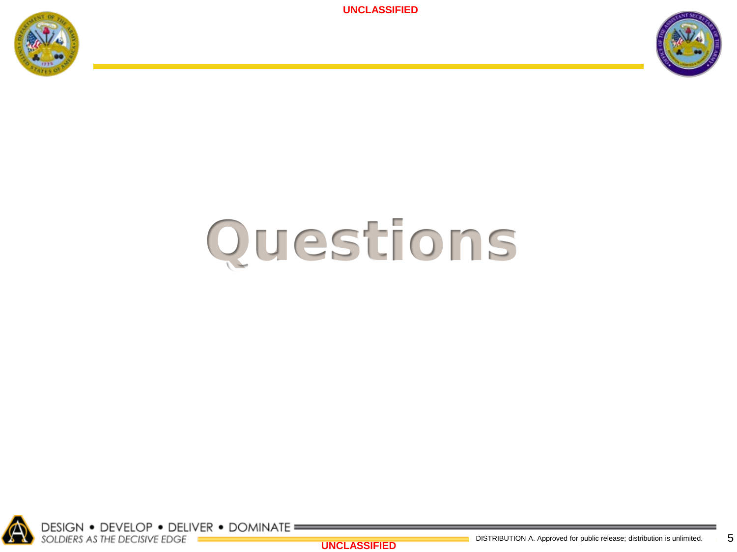UNCLASSIFIED

# Questions

DESIGN • DEVELOP • DELIVER • DOMINATE

*SOLDIERS AS THE DECISIVE EDGE*

DISTRIBUTION A. Approved for public release; distribution is unlimited.

UNCLASSIFIED